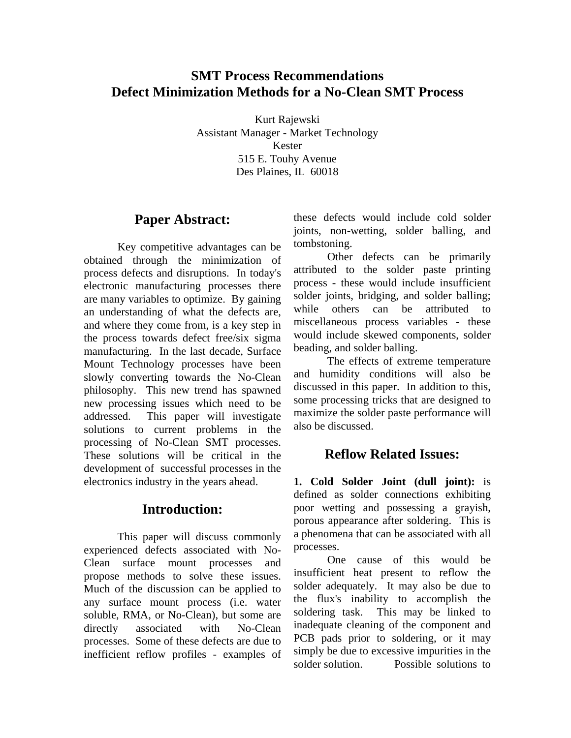# SMT Process Recommendations
# Defect Minimization Methods for a No-Clean SMT Process

Kurt Rajewski
Assistant Manager - Market Technology
Kester
515 E. Touhy Avenue
Des Plaines, IL 60018

## Paper Abstract:

Key competitive advantages can be obtained through the minimization of process defects and disruptions. In today's electronic manufacturing processes there are many variables to optimize. By gaining an understanding of what the defects are, and where they come from, is a key step in the process towards defect free/six sigma manufacturing. In the last decade, Surface Mount Technology processes have been slowly converting towards the No-Clean philosophy. This new trend has spawned new processing issues which need to be addressed. This paper will investigate solutions to current problems in the processing of No-Clean SMT processes. These solutions will be critical in the development of successful processes in the electronics industry in the years ahead.

## Introduction:

This paper will discuss commonly experienced defects associated with No-Clean surface mount processes and propose methods to solve these issues. Much of the discussion can be applied to any surface mount process (i.e. water soluble, RMA, or No-Clean), but some are directly associated with No-Clean processes. Some of these defects are due to inefficient reflow profiles - examples of these defects would include cold solder joints, non-wetting, solder balling, and tombstoning.

Other defects can be primarily attributed to the solder paste printing process - these would include insufficient solder joints, bridging, and solder balling; while others can be attributed to miscellaneous process variables - these would include skewed components, solder beading, and solder balling.

The effects of extreme temperature and humidity conditions will also be discussed in this paper. In addition to this, some processing tricks that are designed to maximize the solder paste performance will also be discussed.

## Reflow Related Issues:

**1. Cold Solder Joint (dull joint):** is defined as solder connections exhibiting poor wetting and possessing a grayish, porous appearance after soldering. This is a phenomena that can be associated with all processes.

One cause of this would be insufficient heat present to reflow the solder adequately. It may also be due to the flux's inability to accomplish the soldering task. This may be linked to inadequate cleaning of the component and PCB pads prior to soldering, or it may simply be due to excessive impurities in the solder solution. Possible solutions to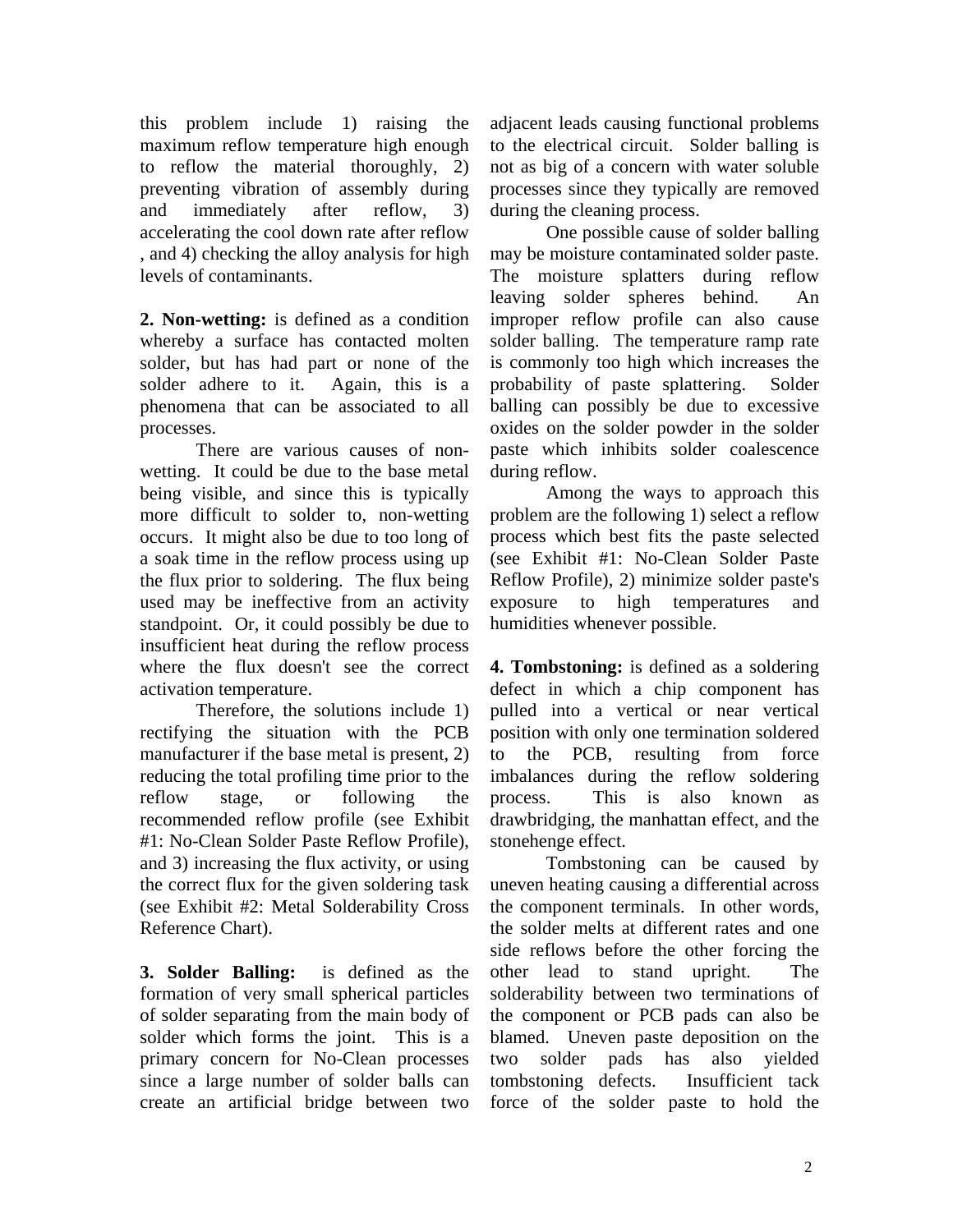this problem include 1) raising the maximum reflow temperature high enough to reflow the material thoroughly, 2) preventing vibration of assembly during and immediately after reflow, 3) accelerating the cool down rate after reflow , and 4) checking the alloy analysis for high levels of contaminants.

**2. Non-wetting:** is defined as a condition whereby a surface has contacted molten solder, but has had part or none of the solder adhere to it. Again, this is a phenomena that can be associated to all processes.

There are various causes of non-wetting. It could be due to the base metal being visible, and since this is typically more difficult to solder to, non-wetting occurs. It might also be due to too long of a soak time in the reflow process using up the flux prior to soldering. The flux being used may be ineffective from an activity standpoint. Or, it could possibly be due to insufficient heat during the reflow process where the flux doesn't see the correct activation temperature.

Therefore, the solutions include 1) rectifying the situation with the PCB manufacturer if the base metal is present, 2) reducing the total profiling time prior to the reflow stage, or following the recommended reflow profile (see Exhibit #1: No-Clean Solder Paste Reflow Profile), and 3) increasing the flux activity, or using the correct flux for the given soldering task (see Exhibit #2: Metal Solderability Cross Reference Chart).

**3. Solder Balling:** is defined as the formation of very small spherical particles of solder separating from the main body of solder which forms the joint. This is a primary concern for No-Clean processes since a large number of solder balls can create an artificial bridge between two adjacent leads causing functional problems to the electrical circuit. Solder balling is not as big of a concern with water soluble processes since they typically are removed during the cleaning process.

One possible cause of solder balling may be moisture contaminated solder paste. The moisture splatters during reflow leaving solder spheres behind. An improper reflow profile can also cause solder balling. The temperature ramp rate is commonly too high which increases the probability of paste splattering. Solder balling can possibly be due to excessive oxides on the solder powder in the solder paste which inhibits solder coalescence during reflow.

Among the ways to approach this problem are the following 1) select a reflow process which best fits the paste selected (see Exhibit #1: No-Clean Solder Paste Reflow Profile), 2) minimize solder paste's exposure to high temperatures and humidities whenever possible.

**4. Tombstoning:** is defined as a soldering defect in which a chip component has pulled into a vertical or near vertical position with only one termination soldered to the PCB, resulting from force imbalances during the reflow soldering process. This is also known as drawbridging, the manhattan effect, and the stonehenge effect.

Tombstoning can be caused by uneven heating causing a differential across the component terminals. In other words, the solder melts at different rates and one side reflows before the other forcing the other lead to stand upright. The solderability between two terminations of the component or PCB pads can also be blamed. Uneven paste deposition on the two solder pads has also yielded tombstoning defects. Insufficient tack force of the solder paste to hold the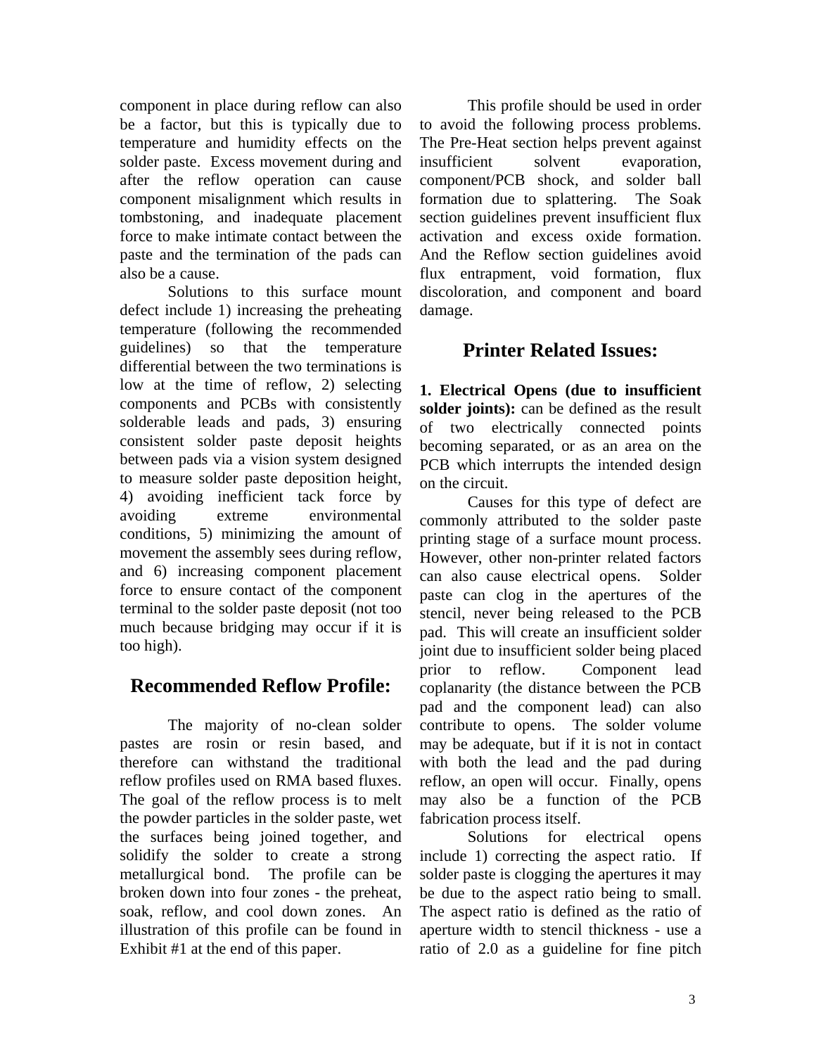component in place during reflow can also be a factor, but this is typically due to temperature and humidity effects on the solder paste. Excess movement during and after the reflow operation can cause component misalignment which results in tombstoning, and inadequate placement force to make intimate contact between the paste and the termination of the pads can also be a cause.

Solutions to this surface mount defect include 1) increasing the preheating temperature (following the recommended guidelines) so that the temperature differential between the two terminations is low at the time of reflow, 2) selecting components and PCBs with consistently solderable leads and pads, 3) ensuring consistent solder paste deposit heights between pads via a vision system designed to measure solder paste deposition height, 4) avoiding inefficient tack force by avoiding extreme environmental conditions, 5) minimizing the amount of movement the assembly sees during reflow, and 6) increasing component placement force to ensure contact of the component terminal to the solder paste deposit (not too much because bridging may occur if it is too high).

## Recommended Reflow Profile:

The majority of no-clean solder pastes are rosin or resin based, and therefore can withstand the traditional reflow profiles used on RMA based fluxes. The goal of the reflow process is to melt the powder particles in the solder paste, wet the surfaces being joined together, and solidify the solder to create a strong metallurgical bond. The profile can be broken down into four zones - the preheat, soak, reflow, and cool down zones. An illustration of this profile can be found in Exhibit #1 at the end of this paper.

This profile should be used in order to avoid the following process problems. The Pre-Heat section helps prevent against insufficient solvent evaporation, component/PCB shock, and solder ball formation due to splattering. The Soak section guidelines prevent insufficient flux activation and excess oxide formation. And the Reflow section guidelines avoid flux entrapment, void formation, flux discoloration, and component and board damage.

## Printer Related Issues:

**1. Electrical Opens (due to insufficient solder joints):** can be defined as the result of two electrically connected points becoming separated, or as an area on the PCB which interrupts the intended design on the circuit.

Causes for this type of defect are commonly attributed to the solder paste printing stage of a surface mount process. However, other non-printer related factors can also cause electrical opens. Solder paste can clog in the apertures of the stencil, never being released to the PCB pad. This will create an insufficient solder joint due to insufficient solder being placed prior to reflow. Component lead coplanarity (the distance between the PCB pad and the component lead) can also contribute to opens. The solder volume may be adequate, but if it is not in contact with both the lead and the pad during reflow, an open will occur. Finally, opens may also be a function of the PCB fabrication process itself.

Solutions for electrical opens include 1) correcting the aspect ratio. If solder paste is clogging the apertures it may be due to the aspect ratio being to small. The aspect ratio is defined as the ratio of aperture width to stencil thickness - use a ratio of 2.0 as a guideline for fine pitch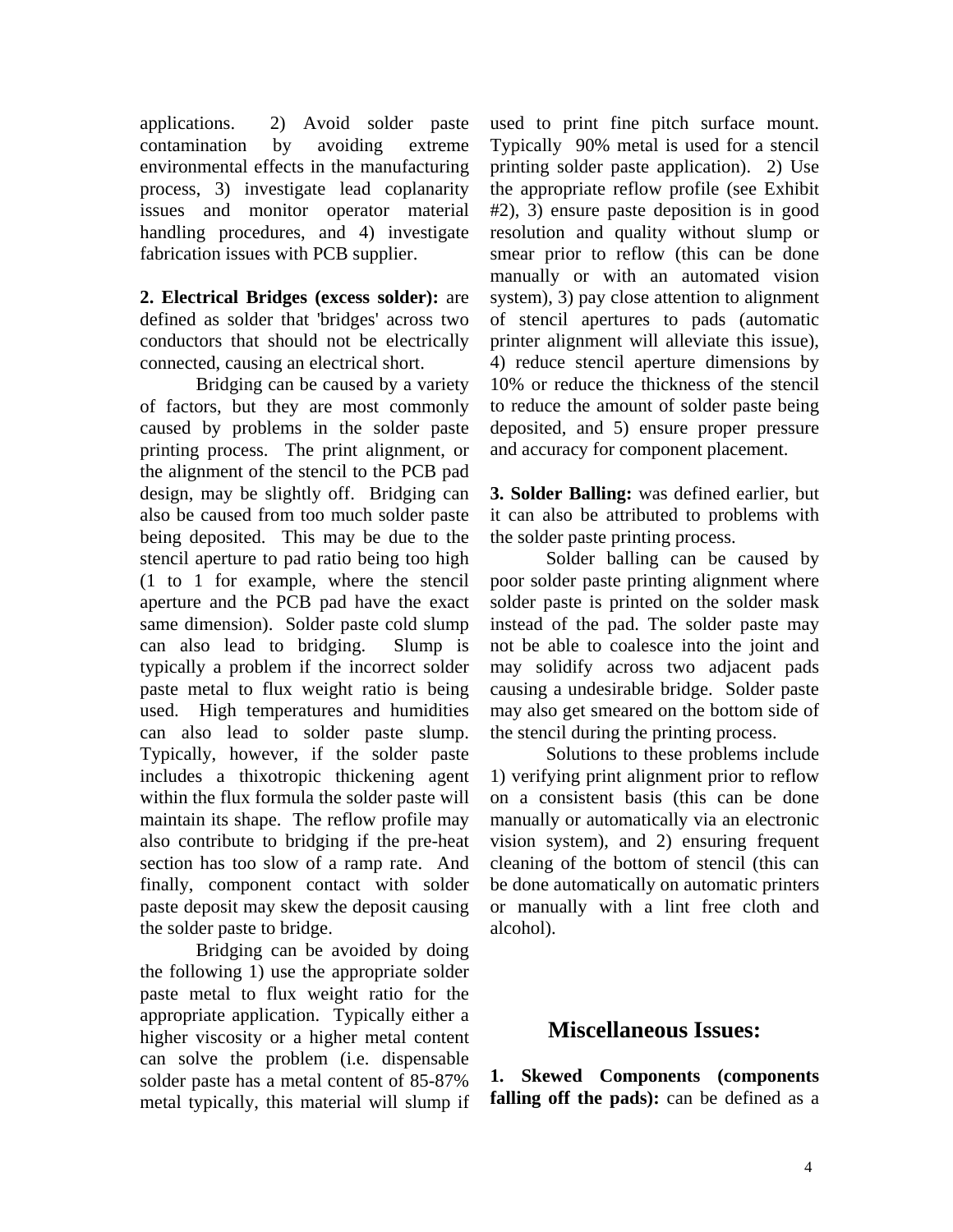applications. 2) Avoid solder paste contamination by avoiding extreme environmental effects in the manufacturing process, 3) investigate lead coplanarity issues and monitor operator material handling procedures, and 4) investigate fabrication issues with PCB supplier.

**2. Electrical Bridges (excess solder):** are defined as solder that 'bridges' across two conductors that should not be electrically connected, causing an electrical short.

Bridging can be caused by a variety of factors, but they are most commonly caused by problems in the solder paste printing process. The print alignment, or the alignment of the stencil to the PCB pad design, may be slightly off. Bridging can also be caused from too much solder paste being deposited. This may be due to the stencil aperture to pad ratio being too high (1 to 1 for example, where the stencil aperture and the PCB pad have the exact same dimension). Solder paste cold slump can also lead to bridging. Slump is typically a problem if the incorrect solder paste metal to flux weight ratio is being used. High temperatures and humidities can also lead to solder paste slump. Typically, however, if the solder paste includes a thixotropic thickening agent within the flux formula the solder paste will maintain its shape. The reflow profile may also contribute to bridging if the pre-heat section has too slow of a ramp rate. And finally, component contact with solder paste deposit may skew the deposit causing the solder paste to bridge.

Bridging can be avoided by doing the following 1) use the appropriate solder paste metal to flux weight ratio for the appropriate application. Typically either a higher viscosity or a higher metal content can solve the problem (i.e. dispensable solder paste has a metal content of 85-87% metal typically, this material will slump if used to print fine pitch surface mount. Typically 90% metal is used for a stencil printing solder paste application). 2) Use the appropriate reflow profile (see Exhibit #2), 3) ensure paste deposition is in good resolution and quality without slump or smear prior to reflow (this can be done manually or with an automated vision system), 3) pay close attention to alignment of stencil apertures to pads (automatic printer alignment will alleviate this issue), 4) reduce stencil aperture dimensions by 10% or reduce the thickness of the stencil to reduce the amount of solder paste being deposited, and 5) ensure proper pressure and accuracy for component placement.

**3. Solder Balling:** was defined earlier, but it can also be attributed to problems with the solder paste printing process.

Solder balling can be caused by poor solder paste printing alignment where solder paste is printed on the solder mask instead of the pad. The solder paste may not be able to coalesce into the joint and may solidify across two adjacent pads causing a undesirable bridge. Solder paste may also get smeared on the bottom side of the stencil during the printing process.

Solutions to these problems include 1) verifying print alignment prior to reflow on a consistent basis (this can be done manually or automatically via an electronic vision system), and 2) ensuring frequent cleaning of the bottom of stencil (this can be done automatically on automatic printers or manually with a lint free cloth and alcohol).

## Miscellaneous Issues:

**1. Skewed Components (components falling off the pads):** can be defined as a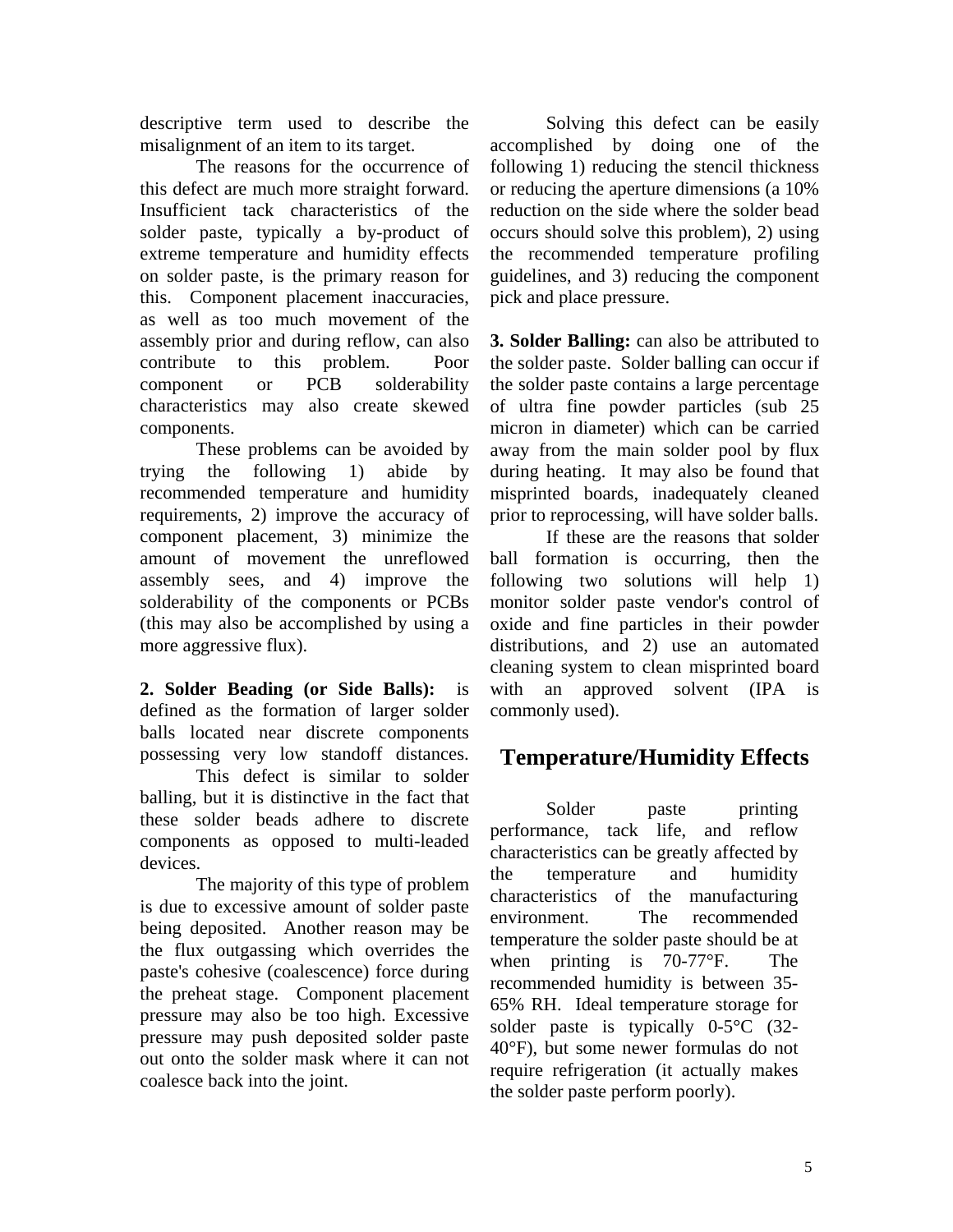descriptive term used to describe the misalignment of an item to its target.

The reasons for the occurrence of this defect are much more straight forward. Insufficient tack characteristics of the solder paste, typically a by-product of extreme temperature and humidity effects on solder paste, is the primary reason for this. Component placement inaccuracies, as well as too much movement of the assembly prior and during reflow, can also contribute to this problem. Poor component or PCB solderability characteristics may also create skewed components.

These problems can be avoided by trying the following 1) abide by recommended temperature and humidity requirements, 2) improve the accuracy of component placement, 3) minimize the amount of movement the unreflowed assembly sees, and 4) improve the solderability of the components or PCBs (this may also be accomplished by using a more aggressive flux).

**2. Solder Beading (or Side Balls):** is defined as the formation of larger solder balls located near discrete components possessing very low standoff distances.

This defect is similar to solder balling, but it is distinctive in the fact that these solder beads adhere to discrete components as opposed to multi-leaded devices.

The majority of this type of problem is due to excessive amount of solder paste being deposited. Another reason may be the flux outgassing which overrides the paste's cohesive (coalescence) force during the preheat stage. Component placement pressure may also be too high. Excessive pressure may push deposited solder paste out onto the solder mask where it can not coalesce back into the joint.

Solving this defect can be easily accomplished by doing one of the following 1) reducing the stencil thickness or reducing the aperture dimensions (a 10% reduction on the side where the solder bead occurs should solve this problem), 2) using the recommended temperature profiling guidelines, and 3) reducing the component pick and place pressure.

**3. Solder Balling:** can also be attributed to the solder paste. Solder balling can occur if the solder paste contains a large percentage of ultra fine powder particles (sub 25 micron in diameter) which can be carried away from the main solder pool by flux during heating. It may also be found that misprinted boards, inadequately cleaned prior to reprocessing, will have solder balls.

If these are the reasons that solder ball formation is occurring, then the following two solutions will help 1) monitor solder paste vendor's control of oxide and fine particles in their powder distributions, and 2) use an automated cleaning system to clean misprinted board with an approved solvent (IPA is commonly used).

## Temperature/Humidity Effects

Solder paste printing performance, tack life, and reflow characteristics can be greatly affected by the temperature and humidity characteristics of the manufacturing environment. The recommended temperature the solder paste should be at when printing is 70-77°F. The recommended humidity is between 35-65% RH. Ideal temperature storage for solder paste is typically 0-5°C (32-40°F), but some newer formulas do not require refrigeration (it actually makes the solder paste perform poorly).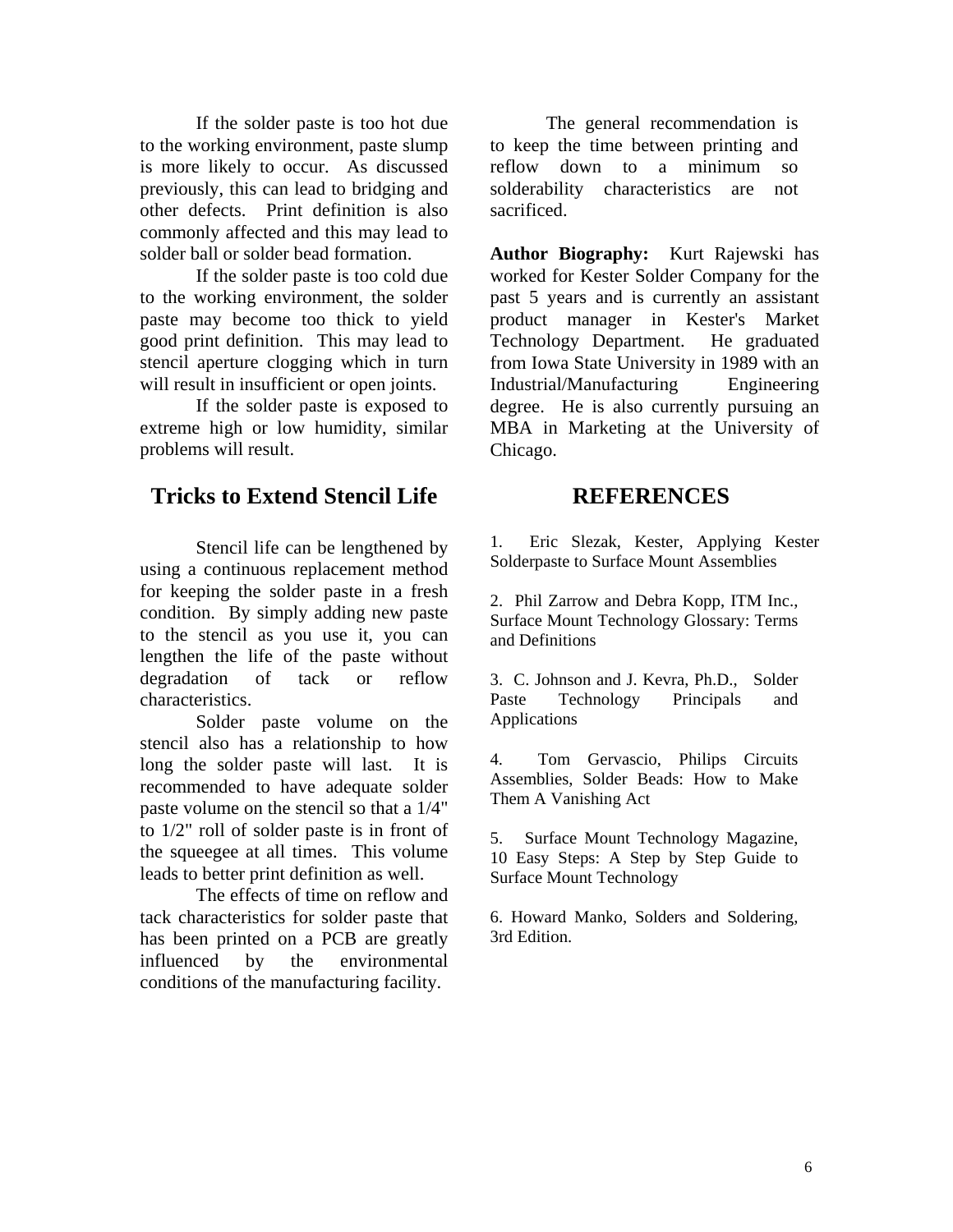If the solder paste is too hot due to the working environment, paste slump is more likely to occur. As discussed previously, this can lead to bridging and other defects. Print definition is also commonly affected and this may lead to solder ball or solder bead formation.

If the solder paste is too cold due to the working environment, the solder paste may become too thick to yield good print definition. This may lead to stencil aperture clogging which in turn will result in insufficient or open joints.

If the solder paste is exposed to extreme high or low humidity, similar problems will result.

## Tricks to Extend Stencil Life

Stencil life can be lengthened by using a continuous replacement method for keeping the solder paste in a fresh condition. By simply adding new paste to the stencil as you use it, you can lengthen the life of the paste without degradation of tack or reflow characteristics.

Solder paste volume on the stencil also has a relationship to how long the solder paste will last. It is recommended to have adequate solder paste volume on the stencil so that a 1/4" to 1/2" roll of solder paste is in front of the squeegee at all times. This volume leads to better print definition as well.

The effects of time on reflow and tack characteristics for solder paste that has been printed on a PCB are greatly influenced by the environmental conditions of the manufacturing facility.

The general recommendation is to keep the time between printing and reflow down to a minimum so solderability characteristics are not sacrificed.

**Author Biography:** Kurt Rajewski has worked for Kester Solder Company for the past 5 years and is currently an assistant product manager in Kester's Market Technology Department. He graduated from Iowa State University in 1989 with an Industrial/Manufacturing Engineering degree. He is also currently pursuing an MBA in Marketing at the University of Chicago.

## REFERENCES

1. Eric Slezak, Kester, Applying Kester Solderpaste to Surface Mount Assemblies

2. Phil Zarrow and Debra Kopp, ITM Inc., Surface Mount Technology Glossary: Terms and Definitions

3. C. Johnson and J. Kevra, Ph.D., Solder Paste Technology Principals and Applications

4. Tom Gervascio, Philips Circuits Assemblies, Solder Beads: How to Make Them A Vanishing Act

5. Surface Mount Technology Magazine, 10 Easy Steps: A Step by Step Guide to Surface Mount Technology

6. Howard Manko, Solders and Soldering, 3rd Edition.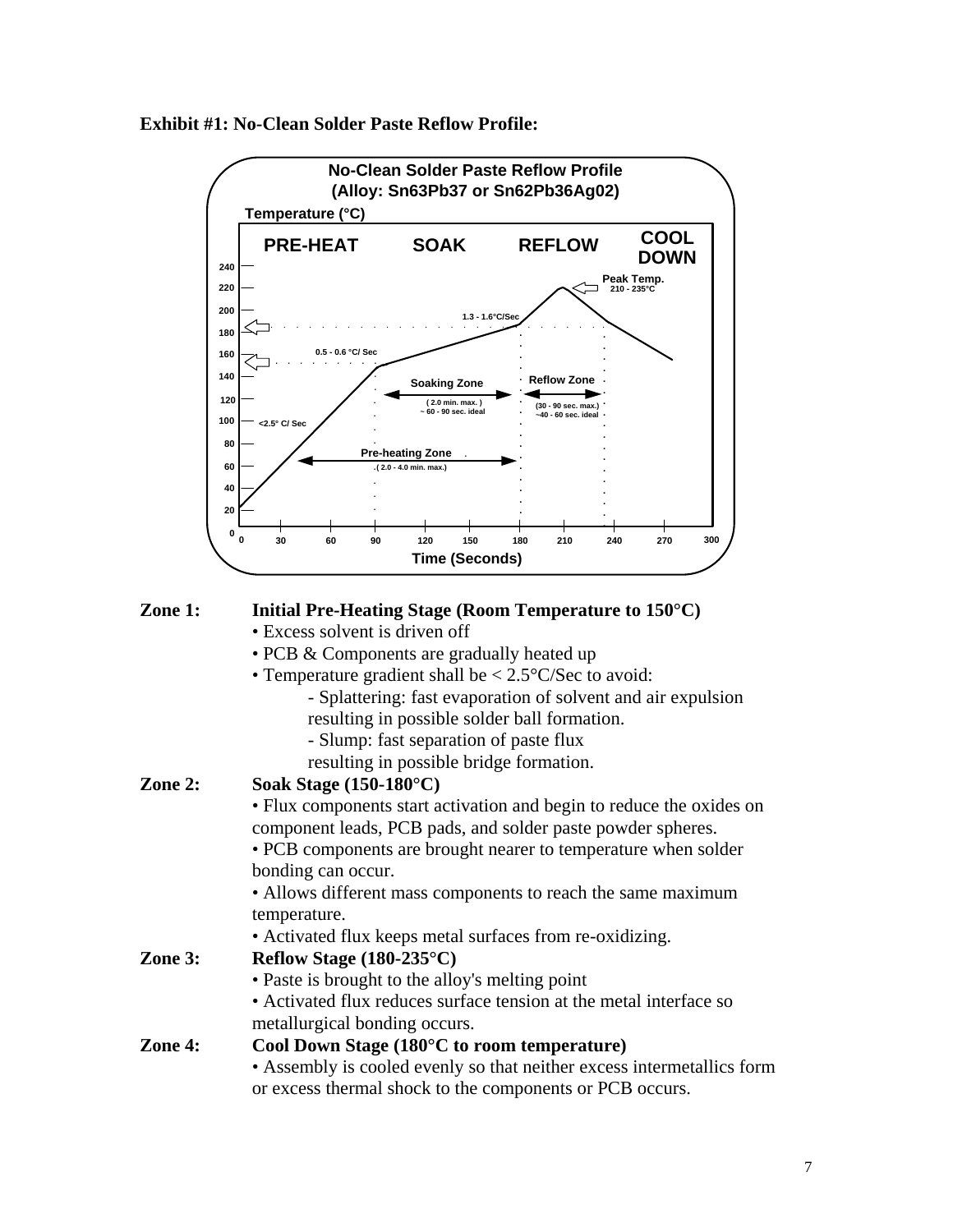**Exhibit #1: No-Clean Solder Paste Reflow Profile:**

**No-Clean Solder Paste Reflow Profile**
**(Alloy: Sn63Pb37 or Sn62Pb36Ag02)**

Temperature (°C)

PRE-HEAT | SOAK | REFLOW | COOL DOWN

Peak Temp. 210 - 235°C

1.3 - 1.6°C/Sec

0.5 - 0.6 °C/ Sec

<2.5° C/ Sec

Soaking Zone ( 2.0 min. max. ) ~ 60 - 90 sec. ideal

Reflow Zone (30 - 90 sec. max.) ~40 - 60 sec. ideal

Pre-heating Zone ( 2.0 - 4.0 min. max.)

Time (Seconds)

**Zone 1: Initial Pre-Heating Stage (Room Temperature to 150°C)**

- Excess solvent is driven off
- PCB & Components are gradually heated up
- Temperature gradient shall be < 2.5°C/Sec to avoid:
  - Splattering: fast evaporation of solvent and air expulsion resulting in possible solder ball formation.
  - Slump: fast separation of paste flux resulting in possible bridge formation.

**Zone 2: Soak Stage (150-180°C)**

- Flux components start activation and begin to reduce the oxides on component leads, PCB pads, and solder paste powder spheres.
- PCB components are brought nearer to temperature when solder bonding can occur.
- Allows different mass components to reach the same maximum temperature.
- Activated flux keeps metal surfaces from re-oxidizing.

**Zone 3: Reflow Stage (180-235°C)**

- Paste is brought to the alloy's melting point
- Activated flux reduces surface tension at the metal interface so metallurgical bonding occurs.

**Zone 4: Cool Down Stage (180°C to room temperature)**

- Assembly is cooled evenly so that neither excess intermetallics form or excess thermal shock to the components or PCB occurs.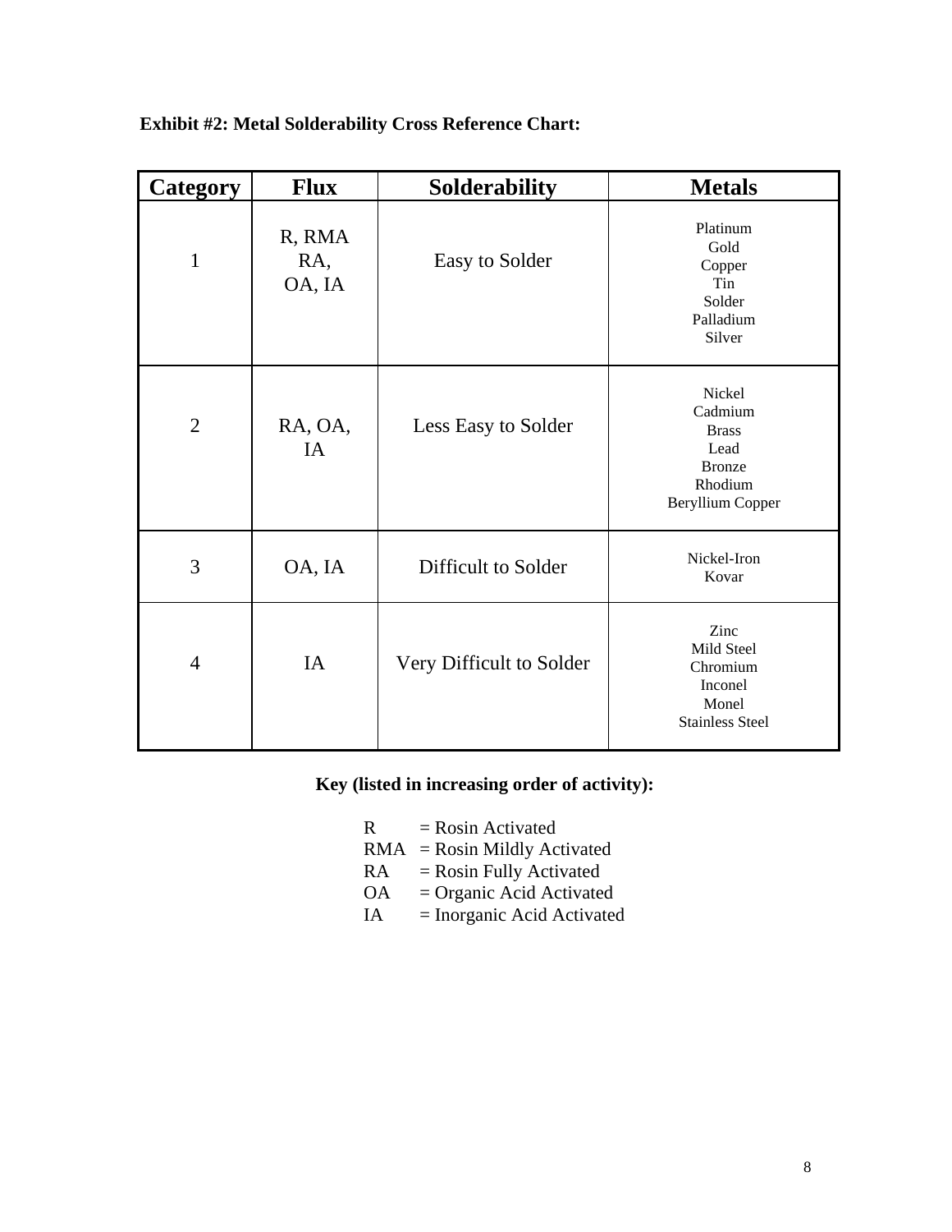**Exhibit #2: Metal Solderability Cross Reference Chart:**

| Category | Flux | Solderability | Metals |
|---|---|---|---|
| 1 | R, RMA RA, OA, IA | Easy to Solder | Platinum Gold Copper Tin Solder Palladium Silver |
| 2 | RA, OA, IA | Less Easy to Solder | Nickel Cadmium Brass Lead Bronze Rhodium Beryllium Copper |
| 3 | OA, IA | Difficult to Solder | Nickel-Iron Kovar |
| 4 | IA | Very Difficult to Solder | Zinc Mild Steel Chromium Inconel Monel Stainless Steel |

**Key (listed in increasing order of activity):**

R = Rosin Activated
RMA = Rosin Mildly Activated
RA = Rosin Fully Activated
OA = Organic Acid Activated
IA = Inorganic Acid Activated